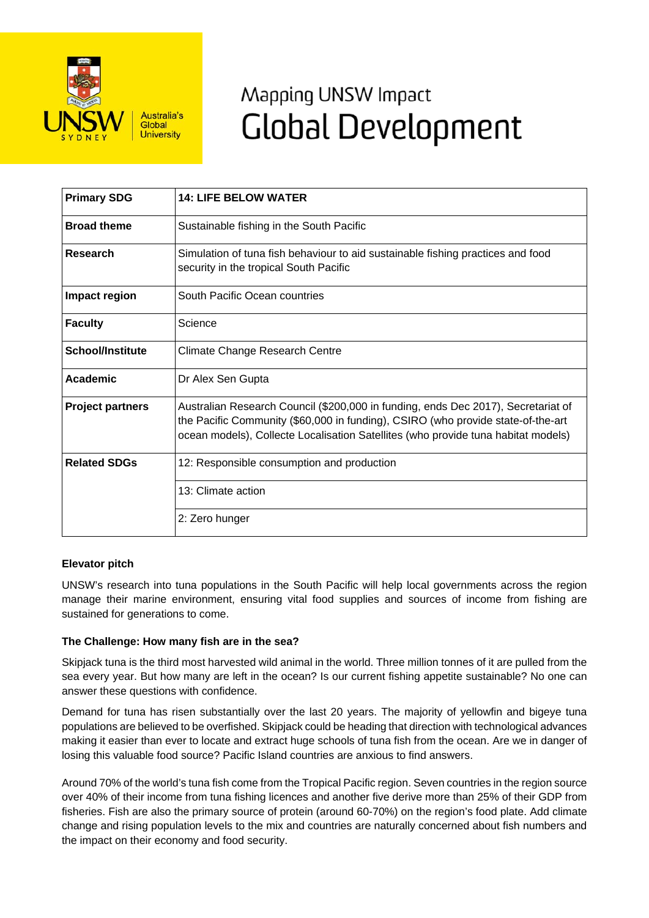# Mapping UNSW Impact

# Global Development

| | |
|---|---|
| **Primary SDG** | **14: LIFE BELOW WATER** |
| **Broad theme** | Sustainable fishing in the South Pacific |
| **Research** | Simulation of tuna fish behaviour to aid sustainable fishing practices and food security in the tropical South Pacific |
| **Impact region** | South Pacific Ocean countries |
| **Faculty** | Science |
| **School/Institute** | Climate Change Research Centre |
| **Academic** | Dr Alex Sen Gupta |
| **Project partners** | Australian Research Council ($200,000 in funding, ends Dec 2017), Secretariat of the Pacific Community ($60,000 in funding), CSIRO (who provide state-of-the-art ocean models), Collecte Localisation Satellites (who provide tuna habitat models) |
| **Related SDGs** | 12: Responsible consumption and production |
| | 13: Climate action |
| | 2: Zero hunger |

**Elevator pitch**

UNSW's research into tuna populations in the South Pacific will help local governments across the region manage their marine environment, ensuring vital food supplies and sources of income from fishing are sustained for generations to come.

**The Challenge: How many fish are in the sea?**

Skipjack tuna is the third most harvested wild animal in the world. Three million tonnes of it are pulled from the sea every year. But how many are left in the ocean? Is our current fishing appetite sustainable? No one can answer these questions with confidence.

Demand for tuna has risen substantially over the last 20 years. The majority of yellowfin and bigeye tuna populations are believed to be overfished. Skipjack could be heading that direction with technological advances making it easier than ever to locate and extract huge schools of tuna fish from the ocean. Are we in danger of losing this valuable food source? Pacific Island countries are anxious to find answers.

Around 70% of the world's tuna fish come from the Tropical Pacific region. Seven countries in the region source over 40% of their income from tuna fishing licences and another five derive more than 25% of their GDP from fisheries. Fish are also the primary source of protein (around 60-70%) on the region's food plate. Add climate change and rising population levels to the mix and countries are naturally concerned about fish numbers and the impact on their economy and food security.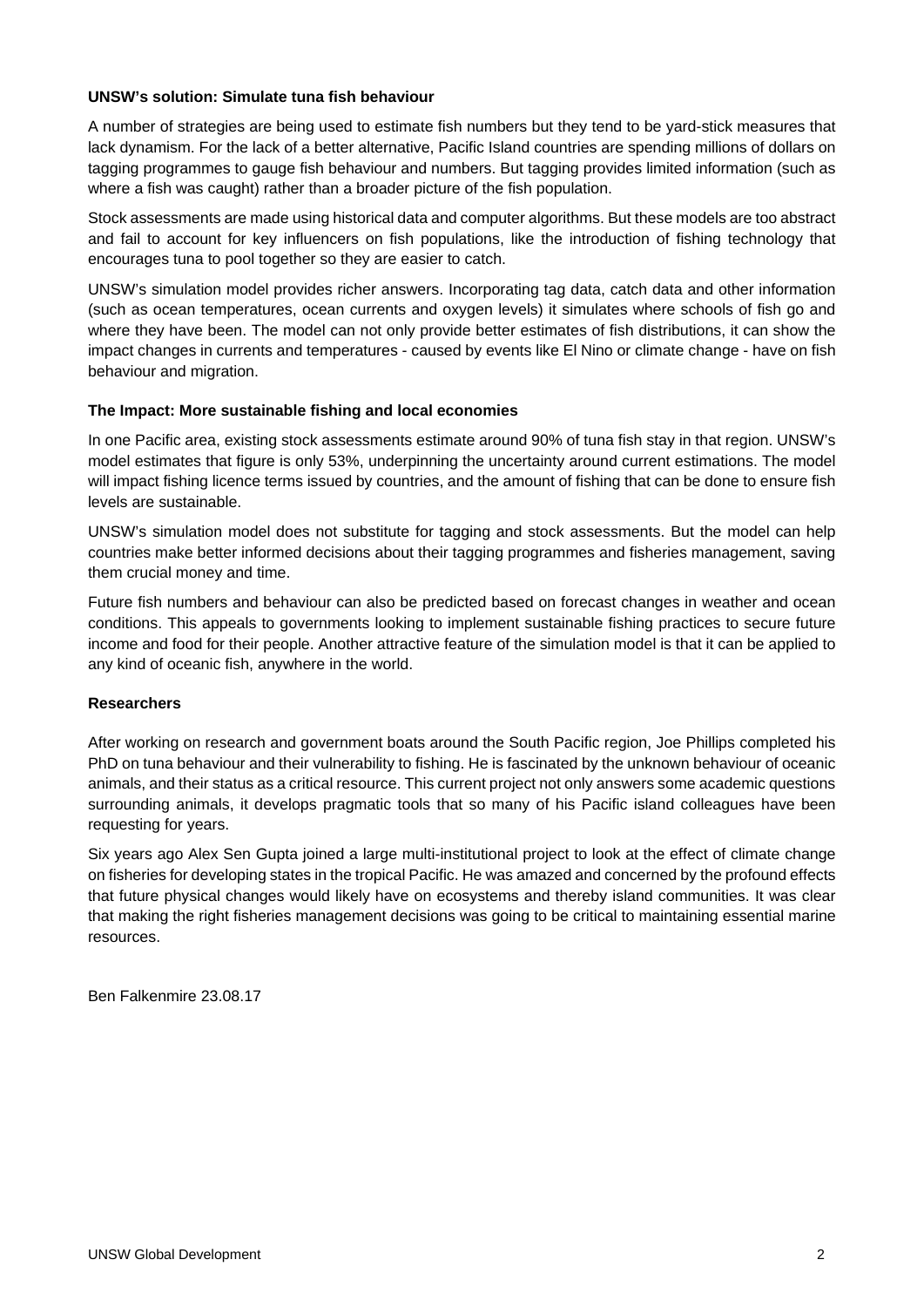**UNSW's solution: Simulate tuna fish behaviour**

A number of strategies are being used to estimate fish numbers but they tend to be yard-stick measures that lack dynamism. For the lack of a better alternative, Pacific Island countries are spending millions of dollars on tagging programmes to gauge fish behaviour and numbers. But tagging provides limited information (such as where a fish was caught) rather than a broader picture of the fish population.

Stock assessments are made using historical data and computer algorithms. But these models are too abstract and fail to account for key influencers on fish populations, like the introduction of fishing technology that encourages tuna to pool together so they are easier to catch.

UNSW's simulation model provides richer answers. Incorporating tag data, catch data and other information (such as ocean temperatures, ocean currents and oxygen levels) it simulates where schools of fish go and where they have been. The model can not only provide better estimates of fish distributions, it can show the impact changes in currents and temperatures - caused by events like El Nino or climate change - have on fish behaviour and migration.

**The Impact: More sustainable fishing and local economies**

In one Pacific area, existing stock assessments estimate around 90% of tuna fish stay in that region. UNSW's model estimates that figure is only 53%, underpinning the uncertainty around current estimations. The model will impact fishing licence terms issued by countries, and the amount of fishing that can be done to ensure fish levels are sustainable.

UNSW's simulation model does not substitute for tagging and stock assessments. But the model can help countries make better informed decisions about their tagging programmes and fisheries management, saving them crucial money and time.

Future fish numbers and behaviour can also be predicted based on forecast changes in weather and ocean conditions. This appeals to governments looking to implement sustainable fishing practices to secure future income and food for their people. Another attractive feature of the simulation model is that it can be applied to any kind of oceanic fish, anywhere in the world.

**Researchers**

After working on research and government boats around the South Pacific region, Joe Phillips completed his PhD on tuna behaviour and their vulnerability to fishing. He is fascinated by the unknown behaviour of oceanic animals, and their status as a critical resource. This current project not only answers some academic questions surrounding animals, it develops pragmatic tools that so many of his Pacific island colleagues have been requesting for years.

Six years ago Alex Sen Gupta joined a large multi-institutional project to look at the effect of climate change on fisheries for developing states in the tropical Pacific. He was amazed and concerned by the profound effects that future physical changes would likely have on ecosystems and thereby island communities. It was clear that making the right fisheries management decisions was going to be critical to maintaining essential marine resources.

Ben Falkenmire 23.08.17